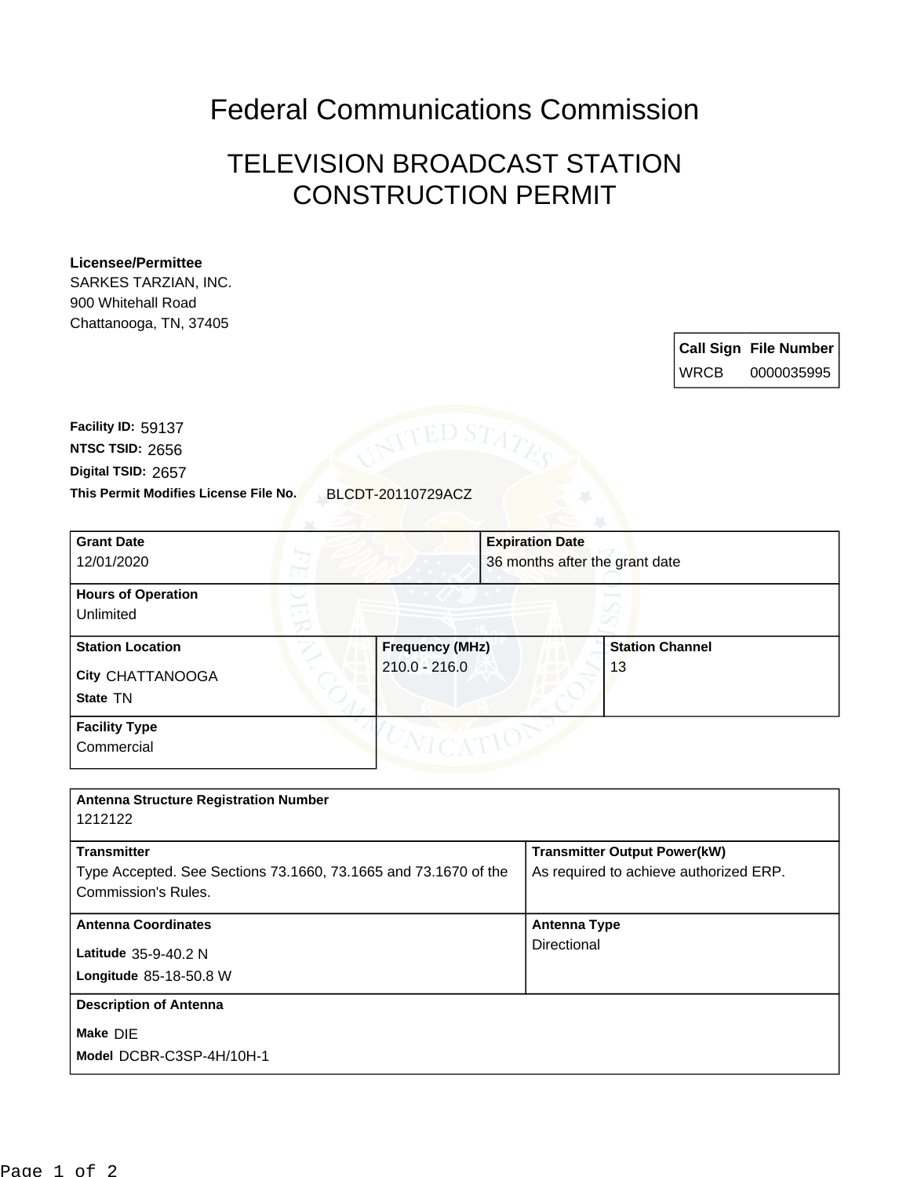# Federal Communications Commission

## TELEVISION BROADCAST STATION CONSTRUCTION PERMIT

**Licensee/Permittee**
SARKES TARZIAN, INC.
900 Whitehall Road
Chattanooga, TN, 37405

| Call Sign | File Number |
| --- | --- |
| WRCB | 0000035995 |

**Facility ID:** 59137
**NTSC TSID:** 2656
**Digital TSID:** 2657
**This Permit Modifies License File No.** BLCDT-20110729ACZ

| Grant Date | Expiration Date | |
| --- | --- | --- |
| 12/01/2020 | 36 months after the grant date | |
| **Hours of Operation** | | |
| Unlimited | | |
| **Station Location** | **Frequency (MHz)** | **Station Channel** |
| **City** CHATTANOOGA<br>**State** TN | 210.0 - 216.0 | 13 |
| **Facility Type** | | |
| Commercial | | |

| Antenna Structure Registration Number | |
| --- | --- |
| 1212122 | |
| **Transmitter** | **Transmitter Output Power(kW)** |
| Type Accepted. See Sections 73.1660, 73.1665 and 73.1670 of the Commission's Rules. | As required to achieve authorized ERP. |
| **Antenna Coordinates** | **Antenna Type** |
| **Latitude** 35-9-40.2 N<br>**Longitude** 85-18-50.8 W | Directional |
| **Description of Antenna** | |
| **Make** DIE<br>**Model** DCBR-C3SP-4H/10H-1 | |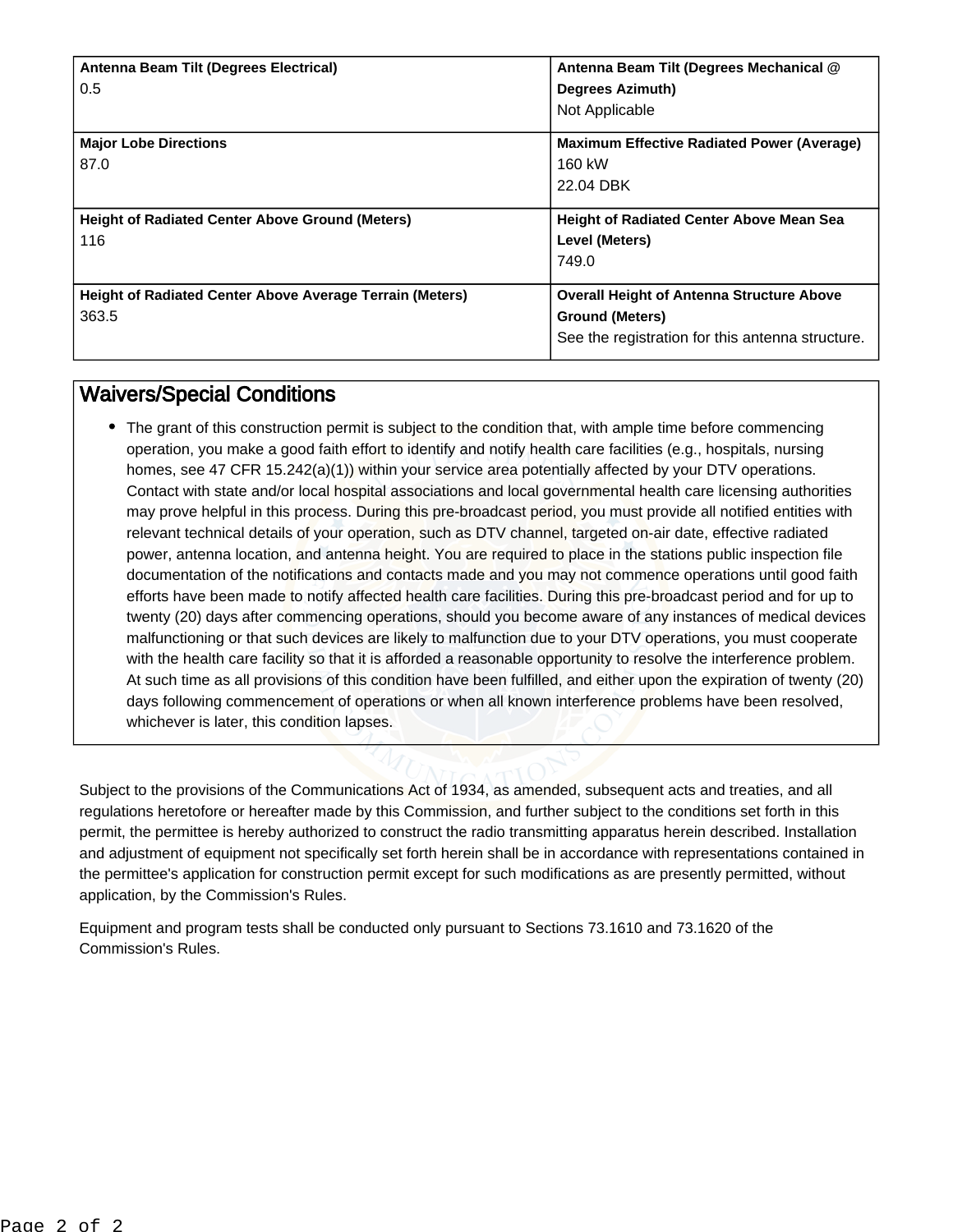| | |
|---|---|
| **Antenna Beam Tilt (Degrees Electrical)**<br>0.5 | **Antenna Beam Tilt (Degrees Mechanical @ Degrees Azimuth)**<br>Not Applicable |
| **Major Lobe Directions**<br>87.0 | **Maximum Effective Radiated Power (Average)**<br>160 kW<br>22.04 DBK |
| **Height of Radiated Center Above Ground (Meters)**<br>116 | **Height of Radiated Center Above Mean Sea Level (Meters)**<br>749.0 |
| **Height of Radiated Center Above Average Terrain (Meters)**<br>363.5 | **Overall Height of Antenna Structure Above Ground (Meters)**<br>See the registration for this antenna structure. |

## Waivers/Special Conditions

- The grant of this construction permit is subject to the condition that, with ample time before commencing operation, you make a good faith effort to identify and notify health care facilities (e.g., hospitals, nursing homes, see 47 CFR 15.242(a)(1)) within your service area potentially affected by your DTV operations. Contact with state and/or local hospital associations and local governmental health care licensing authorities may prove helpful in this process. During this pre-broadcast period, you must provide all notified entities with relevant technical details of your operation, such as DTV channel, targeted on-air date, effective radiated power, antenna location, and antenna height. You are required to place in the stations public inspection file documentation of the notifications and contacts made and you may not commence operations until good faith efforts have been made to notify affected health care facilities. During this pre-broadcast period and for up to twenty (20) days after commencing operations, should you become aware of any instances of medical devices malfunctioning or that such devices are likely to malfunction due to your DTV operations, you must cooperate with the health care facility so that it is afforded a reasonable opportunity to resolve the interference problem. At such time as all provisions of this condition have been fulfilled, and either upon the expiration of twenty (20) days following commencement of operations or when all known interference problems have been resolved, whichever is later, this condition lapses.

Subject to the provisions of the Communications Act of 1934, as amended, subsequent acts and treaties, and all regulations heretofore or hereafter made by this Commission, and further subject to the conditions set forth in this permit, the permittee is hereby authorized to construct the radio transmitting apparatus herein described. Installation and adjustment of equipment not specifically set forth herein shall be in accordance with representations contained in the permittee's application for construction permit except for such modifications as are presently permitted, without application, by the Commission's Rules.

Equipment and program tests shall be conducted only pursuant to Sections 73.1610 and 73.1620 of the Commission's Rules.